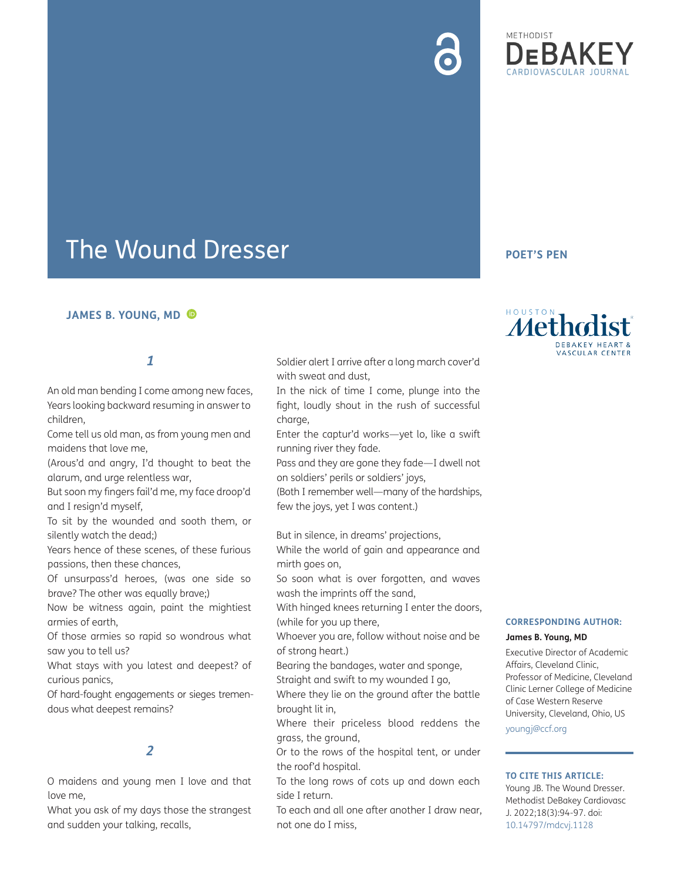# The Wound Dresser

POET'S PEN

**JAMES B. YOUNG, MD**

### *1*

An old man bending I come among new faces,
Years looking backward resuming in answer to children,
Come tell us old man, as from young men and maidens that love me,
(Arous'd and angry, I'd thought to beat the alarum, and urge relentless war,
But soon my fingers fail'd me, my face droop'd and I resign'd myself,
To sit by the wounded and sooth them, or silently watch the dead;)
Years hence of these scenes, of these furious passions, then these chances,
Of unsurpass'd heroes, (was one side so brave? The other was equally brave;)
Now be witness again, paint the mightiest armies of earth,
Of those armies so rapid so wondrous what saw you to tell us?
What stays with you latest and deepest? of curious panics,
Of hard-fought engagements or sieges tremendous what deepest remains?

### *2*

O maidens and young men I love and that love me,
What you ask of my days those the strangest and sudden your talking, recalls,
Soldier alert I arrive after a long march cover'd with sweat and dust,
In the nick of time I come, plunge into the fight, loudly shout in the rush of successful charge,
Enter the captur'd works—yet lo, like a swift running river they fade.
Pass and they are gone they fade—I dwell not on soldiers' perils or soldiers' joys,
(Both I remember well—many of the hardships, few the joys, yet I was content.)

But in silence, in dreams' projections,
While the world of gain and appearance and mirth goes on,
So soon what is over forgotten, and waves wash the imprints off the sand,
With hinged knees returning I enter the doors, (while for you up there,
Whoever you are, follow without noise and be of strong heart.)
Bearing the bandages, water and sponge,
Straight and swift to my wounded I go,
Where they lie on the ground after the battle brought lit in,
Where their priceless blood reddens the grass, the ground,
Or to the rows of the hospital tent, or under the roof'd hospital.
To the long rows of cots up and down each side I return.
To each and all one after another I draw near, not one do I miss,

**CORRESPONDING AUTHOR:**

**James B. Young, MD**

Executive Director of Academic Affairs, Cleveland Clinic, Professor of Medicine, Cleveland Clinic Lerner College of Medicine of Case Western Reserve University, Cleveland, Ohio, US

youngj@ccf.org

**TO CITE THIS ARTICLE:**

Young JB. The Wound Dresser. Methodist DeBakey Cardiovasc J. 2022;18(3):94-97. doi: 10.14797/mdcvj.1128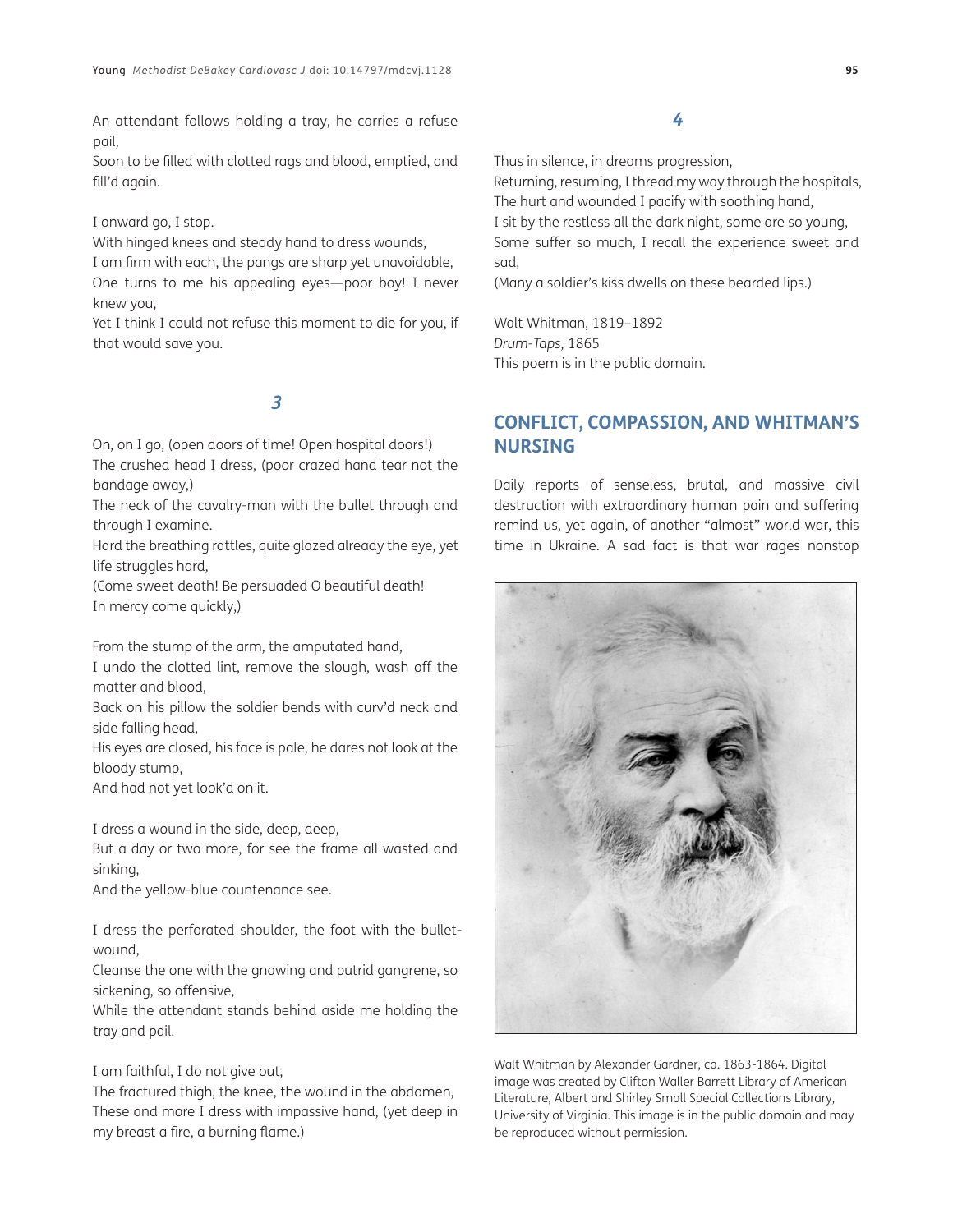An attendant follows holding a tray, he carries a refuse pail,
Soon to be filled with clotted rags and blood, emptied, and fill'd again.

I onward go, I stop.
With hinged knees and steady hand to dress wounds,
I am firm with each, the pangs are sharp yet unavoidable,
One turns to me his appealing eyes—poor boy! I never knew you,
Yet I think I could not refuse this moment to die for you, if that would save you.

### *3*

On, on I go, (open doors of time! Open hospital doors!)
The crushed head I dress, (poor crazed hand tear not the bandage away,)
The neck of the cavalry-man with the bullet through and through I examine.
Hard the breathing rattles, quite glazed already the eye, yet life struggles hard,
(Come sweet death! Be persuaded O beautiful death!
In mercy come quickly,)

From the stump of the arm, the amputated hand,
I undo the clotted lint, remove the slough, wash off the matter and blood,
Back on his pillow the soldier bends with curv'd neck and side falling head,
His eyes are closed, his face is pale, he dares not look at the bloody stump,
And had not yet look'd on it.

I dress a wound in the side, deep, deep,
But a day or two more, for see the frame all wasted and sinking,
And the yellow-blue countenance see.

I dress the perforated shoulder, the foot with the bullet-wound,
Cleanse the one with the gnawing and putrid gangrene, so sickening, so offensive,
While the attendant stands behind aside me holding the tray and pail.

I am faithful, I do not give out,
The fractured thigh, the knee, the wound in the abdomen,
These and more I dress with impassive hand, (yet deep in my breast a fire, a burning flame.)

### *4*

Thus in silence, in dreams progression,
Returning, resuming, I thread my way through the hospitals,
The hurt and wounded I pacify with soothing hand,
I sit by the restless all the dark night, some are so young,
Some suffer so much, I recall the experience sweet and sad,
(Many a soldier's kiss dwells on these bearded lips.)

Walt Whitman, 1819–1892
*Drum-Taps*, 1865
This poem is in the public domain.

## CONFLICT, COMPASSION, AND WHITMAN'S NURSING

Daily reports of senseless, brutal, and massive civil destruction with extraordinary human pain and suffering remind us, yet again, of another "almost" world war, this time in Ukraine. A sad fact is that war rages nonstop

Walt Whitman by Alexander Gardner, ca. 1863-1864. Digital image was created by Clifton Waller Barrett Library of American Literature, Albert and Shirley Small Special Collections Library, University of Virginia. This image is in the public domain and may be reproduced without permission.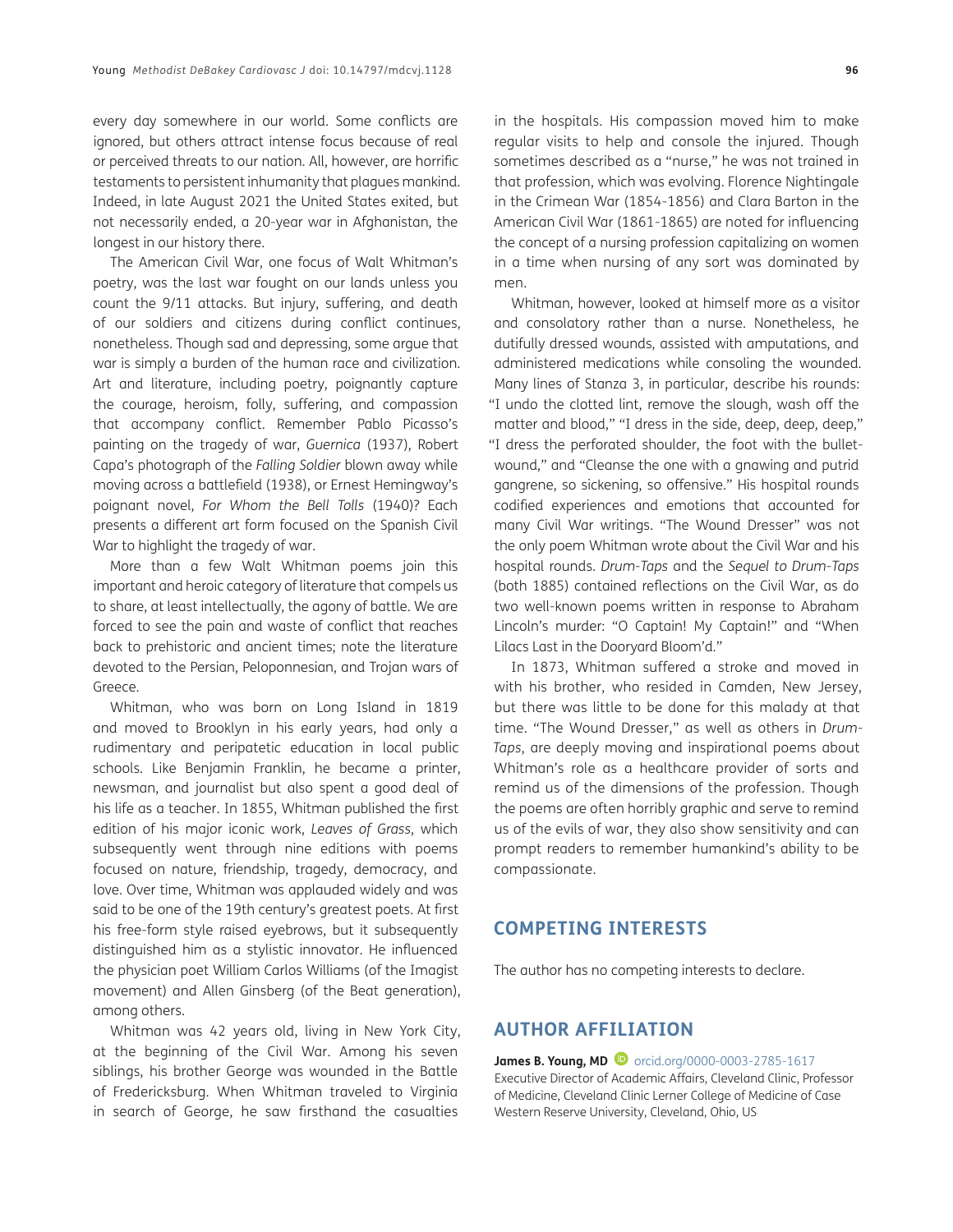every day somewhere in our world. Some conflicts are ignored, but others attract intense focus because of real or perceived threats to our nation. All, however, are horrific testaments to persistent inhumanity that plagues mankind. Indeed, in late August 2021 the United States exited, but not necessarily ended, a 20-year war in Afghanistan, the longest in our history there.

The American Civil War, one focus of Walt Whitman's poetry, was the last war fought on our lands unless you count the 9/11 attacks. But injury, suffering, and death of our soldiers and citizens during conflict continues, nonetheless. Though sad and depressing, some argue that war is simply a burden of the human race and civilization. Art and literature, including poetry, poignantly capture the courage, heroism, folly, suffering, and compassion that accompany conflict. Remember Pablo Picasso's painting on the tragedy of war, *Guernica* (1937), Robert Capa's photograph of the *Falling Soldier* blown away while moving across a battlefield (1938), or Ernest Hemingway's poignant novel, *For Whom the Bell Tolls* (1940)? Each presents a different art form focused on the Spanish Civil War to highlight the tragedy of war.

More than a few Walt Whitman poems join this important and heroic category of literature that compels us to share, at least intellectually, the agony of battle. We are forced to see the pain and waste of conflict that reaches back to prehistoric and ancient times; note the literature devoted to the Persian, Peloponnesian, and Trojan wars of Greece.

Whitman, who was born on Long Island in 1819 and moved to Brooklyn in his early years, had only a rudimentary and peripatetic education in local public schools. Like Benjamin Franklin, he became a printer, newsman, and journalist but also spent a good deal of his life as a teacher. In 1855, Whitman published the first edition of his major iconic work, *Leaves of Grass*, which subsequently went through nine editions with poems focused on nature, friendship, tragedy, democracy, and love. Over time, Whitman was applauded widely and was said to be one of the 19th century's greatest poets. At first his free-form style raised eyebrows, but it subsequently distinguished him as a stylistic innovator. He influenced the physician poet William Carlos Williams (of the Imagist movement) and Allen Ginsberg (of the Beat generation), among others.

Whitman was 42 years old, living in New York City, at the beginning of the Civil War. Among his seven siblings, his brother George was wounded in the Battle of Fredericksburg. When Whitman traveled to Virginia in search of George, he saw firsthand the casualties in the hospitals. His compassion moved him to make regular visits to help and console the injured. Though sometimes described as a "nurse," he was not trained in that profession, which was evolving. Florence Nightingale in the Crimean War (1854-1856) and Clara Barton in the American Civil War (1861-1865) are noted for influencing the concept of a nursing profession capitalizing on women in a time when nursing of any sort was dominated by men.

Whitman, however, looked at himself more as a visitor and consolatory rather than a nurse. Nonetheless, he dutifully dressed wounds, assisted with amputations, and administered medications while consoling the wounded. Many lines of Stanza 3, in particular, describe his rounds: "I undo the clotted lint, remove the slough, wash off the matter and blood," "I dress in the side, deep, deep, deep," "I dress the perforated shoulder, the foot with the bullet-wound," and "Cleanse the one with a gnawing and putrid gangrene, so sickening, so offensive." His hospital rounds codified experiences and emotions that accounted for many Civil War writings. "The Wound Dresser" was not the only poem Whitman wrote about the Civil War and his hospital rounds. *Drum-Taps* and the *Sequel to Drum-Taps* (both 1885) contained reflections on the Civil War, as do two well-known poems written in response to Abraham Lincoln's murder: "O Captain! My Captain!" and "When Lilacs Last in the Dooryard Bloom'd."

In 1873, Whitman suffered a stroke and moved in with his brother, who resided in Camden, New Jersey, but there was little to be done for this malady at that time. "The Wound Dresser," as well as others in *Drum-Taps*, are deeply moving and inspirational poems about Whitman's role as a healthcare provider of sorts and remind us of the dimensions of the profession. Though the poems are often horribly graphic and serve to remind us of the evils of war, they also show sensitivity and can prompt readers to remember humankind's ability to be compassionate.

## COMPETING INTERESTS

The author has no competing interests to declare.

## AUTHOR AFFILIATION

**James B. Young, MD** orcid.org/0000-0003-2785-1617
Executive Director of Academic Affairs, Cleveland Clinic, Professor of Medicine, Cleveland Clinic Lerner College of Medicine of Case Western Reserve University, Cleveland, Ohio, US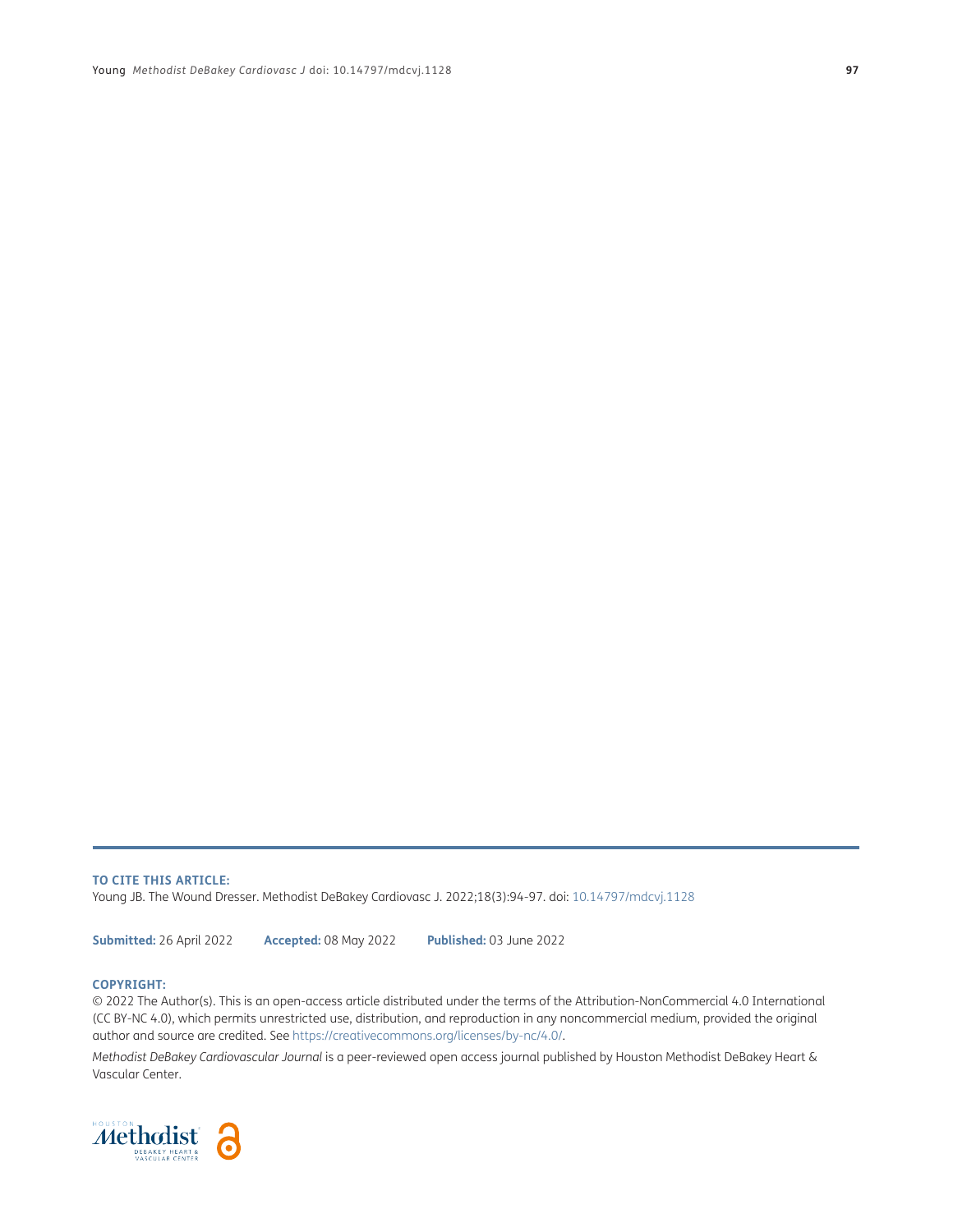**TO CITE THIS ARTICLE:**

Young JB. The Wound Dresser. Methodist DeBakey Cardiovasc J. 2022;18(3):94-97. doi: 10.14797/mdcvj.1128

**Submitted:** 26 April 2022 **Accepted:** 08 May 2022 **Published:** 03 June 2022

**COPYRIGHT:**

© 2022 The Author(s). This is an open-access article distributed under the terms of the Attribution-NonCommercial 4.0 International (CC BY-NC 4.0), which permits unrestricted use, distribution, and reproduction in any noncommercial medium, provided the original author and source are credited. See https://creativecommons.org/licenses/by-nc/4.0/.

*Methodist DeBakey Cardiovascular Journal* is a peer-reviewed open access journal published by Houston Methodist DeBakey Heart & Vascular Center.